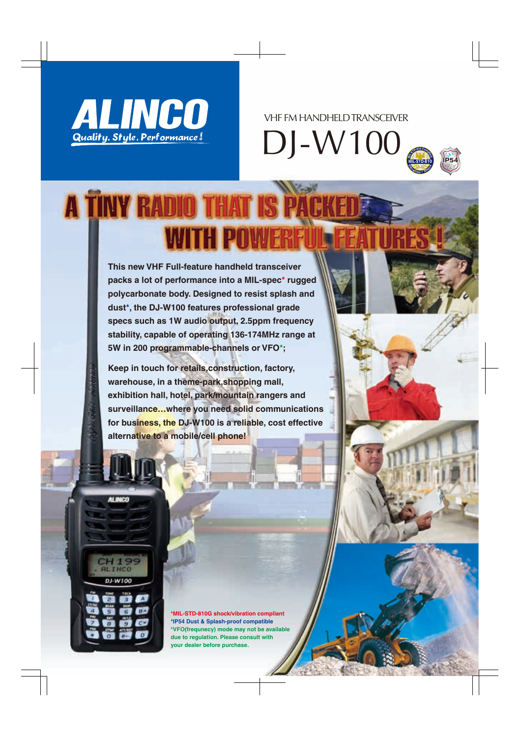**ALINCO**

*Quality. Style. Performance!*

VHF FM HANDHELD TRANSCEIVER

# DJ-W100

# A TINY RADIO THAT IS PACKED WITH POWERFUL FEATURES!

**This new VHF Full-feature handheld transceiver packs a lot of performance into a MIL-spec* rugged polycarbonate body. Designed to resist splash and dust*, the DJ-W100 features professional grade specs such as 1W audio output, 2.5ppm frequency stability, capable of operating 136-174MHz range at 5W in 200 programmable-channels or VFO*;**

**Keep in touch for retails,construction, factory, warehouse, in a theme-park,shopping mall, exhibition hall, hotel, park/mountain rangers and surveillance…where you need solid communications for business, the DJ-W100 is a reliable, cost effective alternative to a mobile/cell phone!**

**\*MIL-STD-810G shock/vibration compliant**
**\*IP54 Dust & Splash-proof compatible**
**\*VFO(frequecy) mode may not be available due to regulation. Please consult with your dealer before purchase.**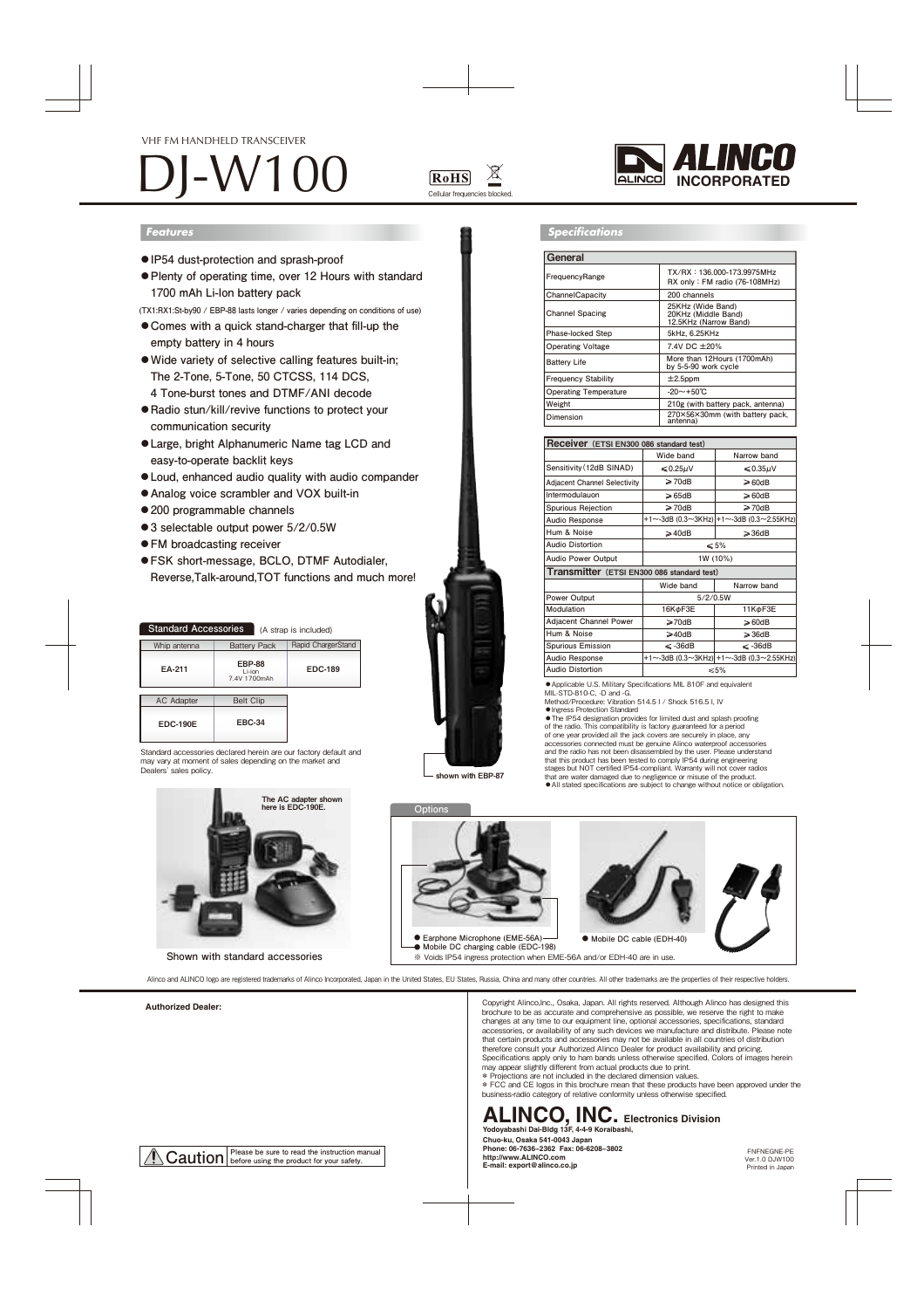VHF FM HANDHELD TRANSCEIVER

# DJ-W100

RoHS

Cellular frequencies blocked.

ALINCO INCORPORATED

## Features

- IP54 dust-protection and sprash-proof
- Plenty of operating time, over 12 Hours with standard 1700 mAh Li-Ion battery pack

(TX1:RX1:St-by90 / EBP-88 lasts longer / varies depending on conditions of use)

- Comes with a quick stand-charger that fill-up the empty battery in 4 hours
- Wide variety of selective calling features built-in; The 2-Tone, 5-Tone, 50 CTCSS, 114 DCS, 4 Tone-burst tones and DTMF/ANI decode
- Radio stun/kill/revive functions to protect your communication security
- Large, bright Alphanumeric Name tag LCD and easy-to-operate backlit keys
- Loud, enhanced audio quality with audio compander
- Analog voice scrambler and VOX built-in
- 200 programmable channels
- 3 selectable output power 5/2/0.5W
- FM broadcasting receiver
- FSK short-message, BCLO, DTMF Autodialer, Reverse,Talk-around,TOT functions and much more!

### Standard Accessories (A strap is included)

| Whip antenna | Battery Pack | Rapid ChargerStand |
|---|---|---|
| EA-211 | EBP-88 Li-ion 7.4V 1700mAh | EDC-189 |

| AC Adapter | Belt Clip |
|---|---|
| EDC-190E | EBC-34 |

Standard accessories declared herein are our factory default and may vary at moment of sales depending on the market and Dealers' sales policy.

shown with EBP-87

The AC adapter shown here is EDC-190E.

Shown with standard accessories

## Specifications

| General | |
|---|---|
| FrequencyRange | TX/RX：136.000-173.9975MHz RX only：FM radio (76-108MHz) |
| ChannelCapacity | 200 channels |
| Channel Spacing | 25KHz (Wide Band) 20KHz (Middle Band) 12.5KHz (Narrow Band) |
| Phase-locked Step | 5kHz, 6.25KHz |
| Operating Voltage | 7.4V DC ±20% |
| Battery Life | More than 12Hours (1700mAh) by 5-5-90 work cycle |
| Frequency Stability | ±2.5ppm |
| Operating Temperature | -20～+50℃ |
| Weight | 210g (with battery pack, antenna) |
| Dimension | 270×56×30mm (with battery pack, antenna) |

| Receiver (ETSI EN300 086 standard test) | Wide band | Narrow band |
|---|---|---|
| Sensitivity(12dB SINAD) | ≤0.25μV | ≤0.35μV |
| Adjacent Channel Selectivity | ≥70dB | ≥60dB |
| Intermodulauon | ≥65dB | ≥60dB |
| Spurious Rejection | ≥70dB | ≥70dB |
| Audio Response | +1～-3dB (0.3～3KHz) | +1～-3dB (0.3～2.55KHz) |
| Hum & Noise | ≥40dB | ≥36dB |
| Audio Distortion | ≤5% | |
| Audio Power Output | 1W (10%) | |
| **Transmitter (ETSI EN300 086 standard test)** | **Wide band** | **Narrow band** |
| Power Output | 5/2/0.5W | |
| Modulation | 16KφF3E | 11KφF3E |
| Adjacent Channel Power | ≥70dB | ≥60dB |
| Hum & Noise | ≥40dB | ≥36dB |
| Spurious Emission | ≤-36dB | ≤-36dB |
| Audio Response | +1～-3dB (0.3～3KHz) | +1～-3dB (0.3～2.55KHz) |
| Audio Distortion | ≤5% | |

- Applicable U.S. Military Specifications MIL 810F and equivalent MIL-STD-810-C, -D and -G.
Method/Procedure: Vibration 514.5 I / Shock 516.5 I, IV
- Ingress Protection Standard
- The IP54 designation provides for limited dust and splash proofing of the radio. This compatibility is factory guaranteed for a period of one year provided all the jack covers are securely in place, any accessories connected must be genuine Alinco waterproof accessories and the radio has not been disassembled by the user. Please understand that this product has been tested to comply IP54 during engineering stages but NOT certified IP54-compliant. Warranty will not cover radios that are water damaged due to negligence or misuse of the product.
- All stated specifications are subject to change without notice or obligation.

## Options

- Earphone Microphone (EME-56A)
- Mobile DC charging cable (EDC-198)
- Mobile DC cable (EDH-40)

※ Voids IP54 ingress protection when EME-56A and/or EDH-40 are in use.

Alinco and ALINCO logo are registered trademarks of Alinco Incorporated, Japan in the United States, EU States, Russia, China and many other countries. All other trademarks are the properties of their respective holders.

**Authorized Dealer:**

Copyright Alinco,Inc., Osaka, Japan. All rights reserved. Although Alinco has designed this brochure to be as accurate and comprehensive as possible, we reserve the right to make changes at any time to our equipment line, optional accessories, specifications, standard accessories, or availability of any such devices we manufacture and distribute. Please note that certain products and accessories may not be available in all countries of distribution therefore consult your Authorized Alinco Dealer for product availability and pricing. Specifications apply only to ham bands unless otherwise specified. Colors of images herein may appear slightly different from actual products due to print.
＊ Projections are not included in the declared dimension values.
＊ FCC and CE logos in this brochure mean that these products have been approved under the business-radio category of relative conformity unless otherwise specified.

**ALINCO, INC. Electronics Division**
**Yodoyabashi Dai-Bldg 13F, 4-4-9 Koraibashi, Chuo-ku, Osaka 541-0043 Japan**
**Phone: 06-7636-2362 Fax: 06-6208-3802**
**http://www.ALINCO.com**
**E-mail: export@alinco.co.jp**

FNFNEGNE-PE
Ver.1.0 DJW100
Printed in Japan

⚠ Caution: Please be sure to read the instruction manual before using the product for your safety.